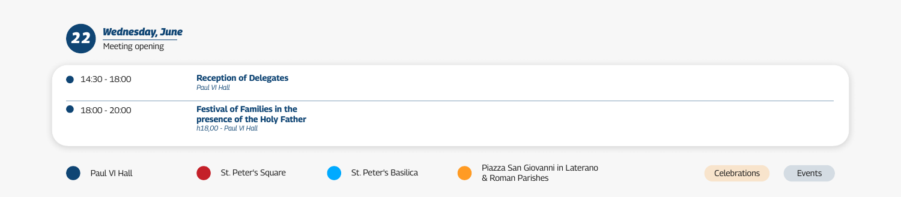## 22 *Wednesday, June*

Meeting opening

- 14:30 - 18:00 — **Reception of Delegates**
  *Paul VI Hall*
- 18:00 - 20:00 — **Festival of Families in the presence of the Holy Father**
  *h18,00 - Paul VI Hall*

Paul VI Hall | St. Peter's Square | St. Peter's Basilica | Piazza San Giovanni in Laterano & Roman Parishes | Celebrations | Events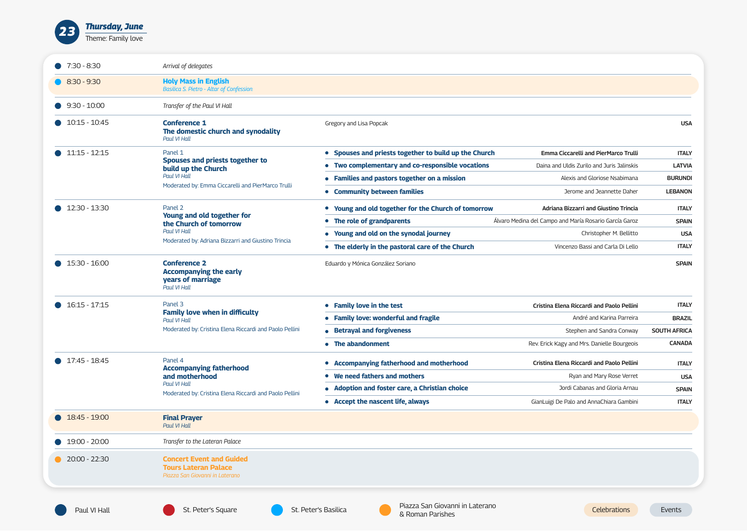## 23 Thursday, June

Theme: Family love

| Time | Event | Topic | Speakers | Country |
|---|---|---|---|---|
| 7:30 - 8:30 | *Arrival of delegates* | | | |
| 8:30 - 9:30 | **Holy Mass in English**<br>*Basilica S. Pietro - Altar of Confession* | | | |
| 9:30 - 10:00 | *Transfer of the Paul VI Hall* | | | |
| 10:15 - 10:45 | **Conference 1**<br>**The domestic church and synodality**<br>*Paul VI Hall* | Gregory and Lisa Popcak | | USA |
| 11:15 - 12:15 | Panel 1<br>**Spouses and priests together to build up the Church**<br>*Paul VI Hall*<br>Moderated by: Emma Ciccarelli and PierMarco Trulli | • **Spouses and priests together to build up the Church** | **Emma Ciccarelli and PierMarco Trulli** | ITALY |
| | | • **Two complementary and co-responsible vocations** | Daina and Uldis Zurilo and Juris Jalinskis | LATVIA |
| | | • **Families and pastors together on a mission** | Alexis and Gloriose Nsabimana | BURUNDI |
| | | • **Community between families** | Jerome and Jeannette Daher | LEBANON |
| 12:30 - 13:30 | Panel 2<br>**Young and old together for the Church of tomorrow**<br>*Paul VI Hall*<br>Moderated by: Adriana Bizzarri and Giustino Trincia | • **Young and old together for the Church of tomorrow** | **Adriana Bizzarri and Giustino Trincia** | ITALY |
| | | • **The role of grandparents** | Álvaro Medina del Campo and María Rosario García Garoz | SPAIN |
| | | • **Young and old on the synodal journey** | Christopher M. Bellitto | USA |
| | | • **The elderly in the pastoral care of the Church** | Vincenzo Bassi and Carla Di Lello | ITALY |
| 15:30 - 16:00 | **Conference 2**<br>**Accompanying the early years of marriage**<br>*Paul VI Hall* | Eduardo y Mónica González Soriano | | SPAIN |
| 16:15 - 17:15 | Panel 3<br>**Family love when in difficulty**<br>*Paul VI Hall*<br>Moderated by: Cristina Elena Riccardi and Paolo Pellini | • **Family love in the test** | **Cristina Elena Riccardi and Paolo Pellini** | ITALY |
| | | • **Family love: wonderful and fragile** | André and Karina Parreira | BRAZIL |
| | | • **Betrayal and forgiveness** | Stephen and Sandra Conway | SOUTH AFRICA |
| | | • **The abandonment** | Rev. Erick Kagy and Mrs. Danielle Bourgeois | CANADA |
| 17:45 - 18:45 | Panel 4<br>**Accompanying fatherhood and motherhood**<br>*Paul VI Hall*<br>Moderated by: Cristina Elena Riccardi and Paolo Pellini | • **Accompanying fatherhood and motherhood** | **Cristina Elena Riccardi and Paolo Pellini** | ITALY |
| | | • **We need fathers and mothers** | Ryan and Mary Rose Verret | USA |
| | | • **Adoption and foster care, a Christian choice** | Jordi Cabanas and Gloria Arnau | SPAIN |
| | | • **Accept the nascent life, always** | GianLuigi De Palo and AnnaChiara Gambini | ITALY |
| 18:45 - 19:00 | **Final Prayer**<br>*Paul VI Hall* | | | |
| 19:00 - 20:00 | *Transfer to the Lateran Palace* | | | |
| 20:00 - 22:30 | **Concert Event and Guided Tours Lateran Palace**<br>*Piazza San Giovanni in Laterano* | | | |

Paul VI Hall · St. Peter's Square · St. Peter's Basilica · Piazza San Giovanni in Laterano & Roman Parishes · Celebrations · Events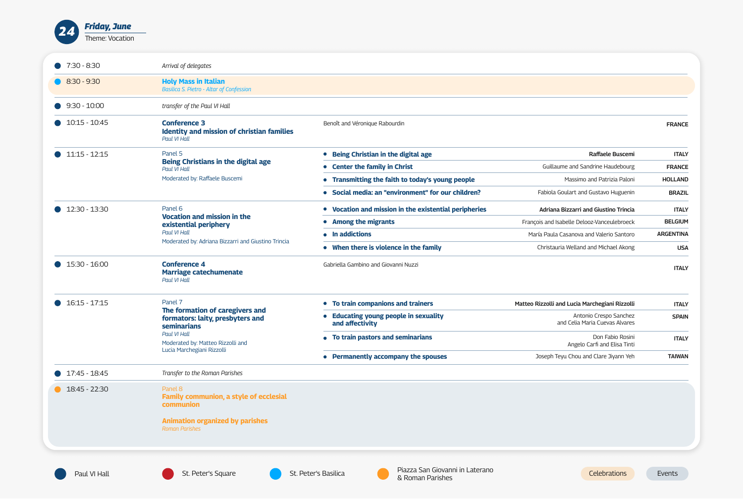# 24 *Friday, June*

Theme: Vocation

| Time | Session | Topic | Speakers | Country |
|---|---|---|---|---|
| 7:30 - 8:30 | *Arrival of delegates* | | | |
| 8:30 - 9:30 | **Holy Mass in Italian** *Basilica S. Pietro - Altar of Confession* | | | |
| 9:30 - 10:00 | *transfer of the Paul VI Hall* | | | |
| 10:15 - 10:45 | **Conference 3** **Identity and mission of christian families** *Paul VI Hall* | | Benoît and Véronique Rabourdin | FRANCE |
| 11:15 - 12:15 | Panel 5 **Being Christians in the digital age** *Paul VI Hall* Moderated by: Raffaele Buscemi | **Being Christian in the digital age** | **Raffaele Buscemi** | ITALY |
| | | **Center the family in Christ** | Guillaume and Sandrine Haudebourg | FRANCE |
| | | **Transmitting the faith to today's young people** | Massimo and Patrizia Paloni | HOLLAND |
| | | **Social media: an "environment" for our children?** | Fabiola Goulart and Gustavo Huguenin | BRAZIL |
| 12:30 - 13:30 | Panel 6 **Vocation and mission in the existential periphery** *Paul VI Hall* Moderated by: Adriana Bizzarri and Giustino Trincia | **Vocation and mission in the existential peripheries** | **Adriana Bizzarri and Giustino Trincia** | ITALY |
| | | **Among the migrants** | François and Isabelle Delooz-Vanceulebroeck | BELGIUM |
| | | **In addictions** | María Paula Casanova and Valerio Santoro | ARGENTINA |
| | | **When there is violence in the family** | Christauria Welland and Michael Akong | USA |
| 15:30 - 16:00 | **Conference 4** **Marriage catechumenate** *Paul VI Hall* | | Gabriella Gambino and Giovanni Nuzzi | ITALY |
| 16:15 - 17:15 | Panel 7 **The formation of caregivers and formators: laity, presbyters and seminarians** *Paul VI Hall* Moderated by: Matteo Rizzolli and Lucia Marchegiani Rizzolli | **To train companions and trainers** | **Matteo Rizzolli and Lucia Marchegiani Rizzolli** | ITALY |
| | | **Educating young people in sexuality and affectivity** | Antonio Crespo Sanchez and Celia Maria Cuevas Alvares | SPAIN |
| | | **To train pastors and seminarians** | Don Fabio Rosini, Angelo Carfì and Elisa Tinti | ITALY |
| | | **Permanently accompany the spouses** | Joseph Teyu Chou and Clare Jiyann Yeh | TAIWAN |
| 17:45 - 18:45 | *Transfer to the Roman Parishes* | | | |
| 18:45 - 22:30 | Panel 8 **Family communion, a style of ecclesial communion** **Animation organized by parishes** *Roman Parishes* | | | |

Legend: Paul VI Hall · St. Peter's Square · St. Peter's Basilica · Piazza San Giovanni in Laterano & Roman Parishes · Celebrations · Events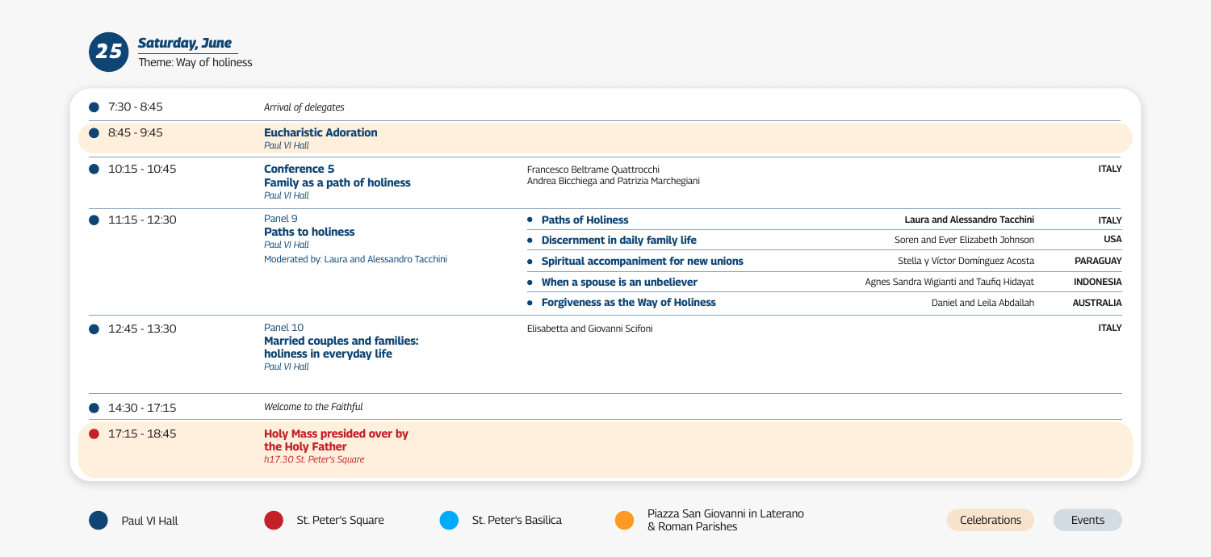## 25 Saturday, June

Theme: Way of holiness

| Time | Event | Topic | Speakers | Country |
|---|---|---|---|---|
| 7:30 - 8:45 | *Arrival of delegates* | | | |
| 8:45 - 9:45 | **Eucharistic Adoration**<br>*Paul VI Hall* | | | |
| 10:15 - 10:45 | **Conference 5**<br>**Family as a path of holiness**<br>*Paul VI Hall* | Francesco Beltrame Quattrocchi<br>Andrea Bicchiega and Patrizia Marchegiani | | **ITALY** |
| 11:15 - 12:30 | Panel 9<br>**Paths to holiness**<br>*Paul VI Hall*<br>Moderated by: Laura and Alessandro Tacchini | • **Paths of Holiness** | **Laura and Alessandro Tacchini** | **ITALY** |
| | | • **Discernment in daily family life** | Soren and Ever Elizabeth Johnson | **USA** |
| | | • **Spiritual accompaniment for new unions** | Stella y Víctor Domínguez Acosta | **PARAGUAY** |
| | | • **When a spouse is an unbeliever** | Agnes Sandra Wigianti and Taufiq Hidayat | **INDONESIA** |
| | | • **Forgiveness as the Way of Holiness** | Daniel and Leila Abdallah | **AUSTRALIA** |
| 12:45 - 13:30 | Panel 10<br>**Married couples and families: holiness in everyday life**<br>*Paul VI Hall* | Elisabetta and Giovanni Scifoni | | **ITALY** |
| 14:30 - 17:15 | *Welcome to the Faithful* | | | |
| 17:15 - 18:45 | **Holy Mass presided over by the Holy Father**<br>*h17.30 St. Peter's Square* | | | |

Paul VI Hall | St. Peter's Square | St. Peter's Basilica | Piazza San Giovanni in Laterano & Roman Parishes | Celebrations | Events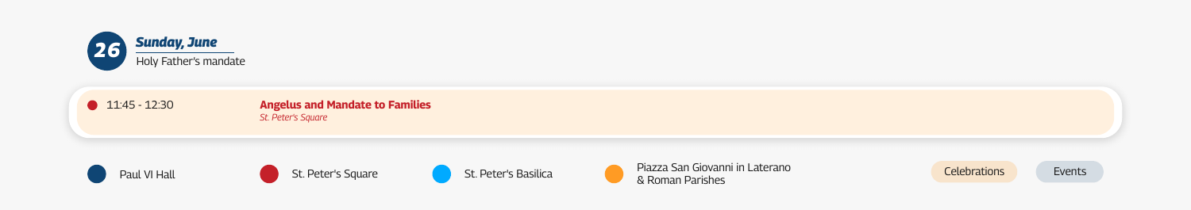## 26 *Sunday, June*

Holy Father's mandate

| | | |
|---|---|---|
| 11:45 - 12:30 | **Angelus and Mandate to Families** *St. Peter's Square* | |

Paul VI Hall

St. Peter's Square

St. Peter's Basilica

Piazza San Giovanni in Laterano & Roman Parishes

Celebrations

Events